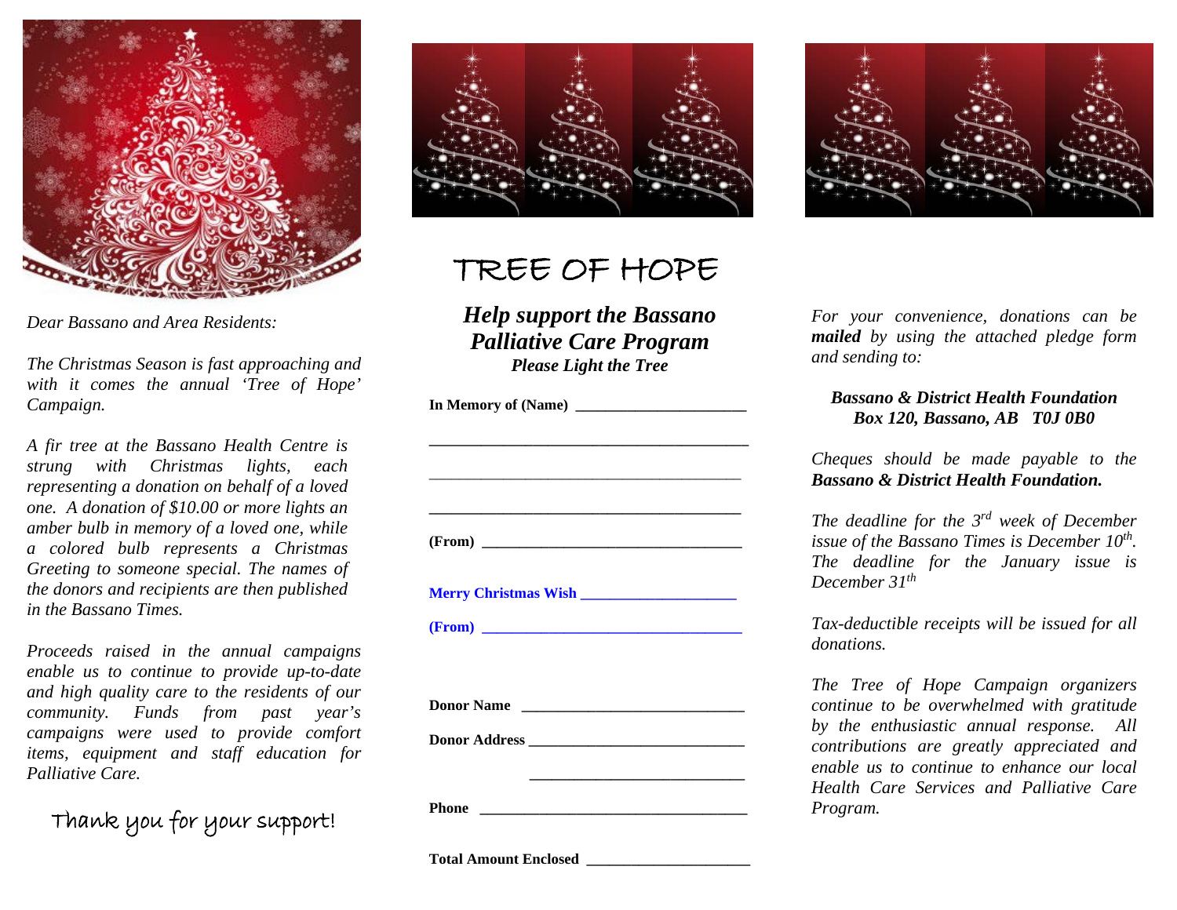*Dear Bassano and Area Residents:*

*The Christmas Season is fast approaching and with it comes the annual 'Tree of Hope' Campaign.*

*A fir tree at the Bassano Health Centre is strung with Christmas lights, each representing a donation on behalf of a loved one. A donation of $10.00 or more lights an amber bulb in memory of a loved one, while a colored bulb represents a Christmas Greeting to someone special. The names of the donors and recipients are then published in the Bassano Times.*

*Proceeds raised in the annual campaigns enable us to continue to provide up-to-date and high quality care to the residents of our community. Funds from past year's campaigns were used to provide comfort items, equipment and staff education for Palliative Care.*

Thank you for your support!

# TREE OF HOPE

## *Help support the Bassano Palliative Care Program*

***Please Light the Tree***

**In Memory of (Name)** ______________________

________________________________________

________________________________________

________________________________________

**(From)** __________________________________

**Merry Christmas Wish** ____________________

**(From)** __________________________________

**Donor Name** ____________________________

**Donor Address** __________________________

____________________________

**Phone** __________________________________

**Total Amount Enclosed** ____________________

*For your convenience, donations can be* ***mailed*** *by using the attached pledge form and sending to:*

***Bassano & District Health Foundation***
***Box 120, Bassano, AB T0J 0B0***

*Cheques should be made payable to the* ***Bassano & District Health Foundation.***

*The deadline for the 3rd week of December issue of the Bassano Times is December 10th. The deadline for the January issue is December 31st*

*Tax-deductible receipts will be issued for all donations.*

*The Tree of Hope Campaign organizers continue to be overwhelmed with gratitude by the enthusiastic annual response. All contributions are greatly appreciated and enable us to continue to enhance our local Health Care Services and Palliative Care Program.*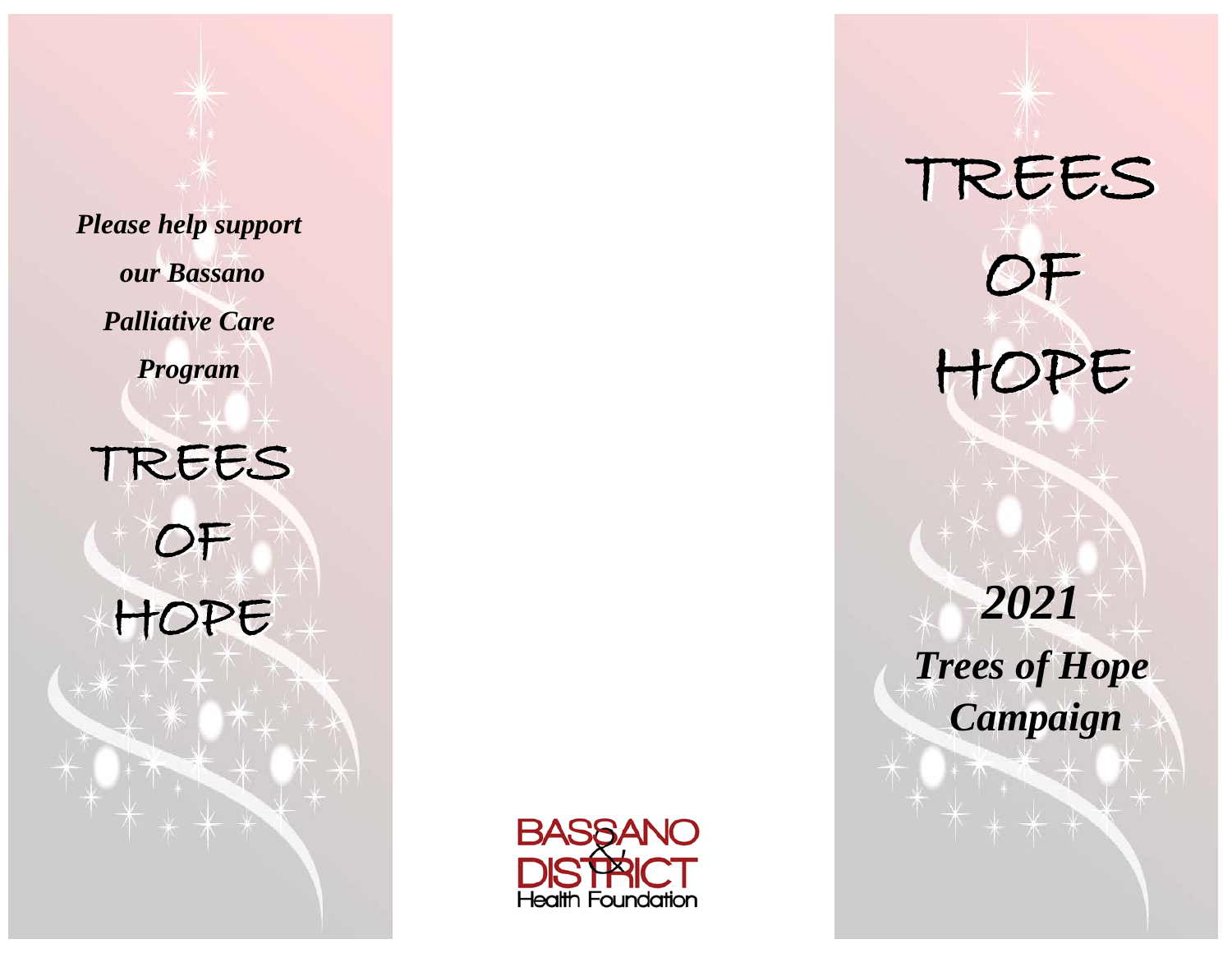***Please help support our Bassano Palliative Care Program***

# TREES OF HOPE

BASSANO & DISTRICT Health Foundation

# TREES OF HOPE

***2021 Trees of Hope Campaign***